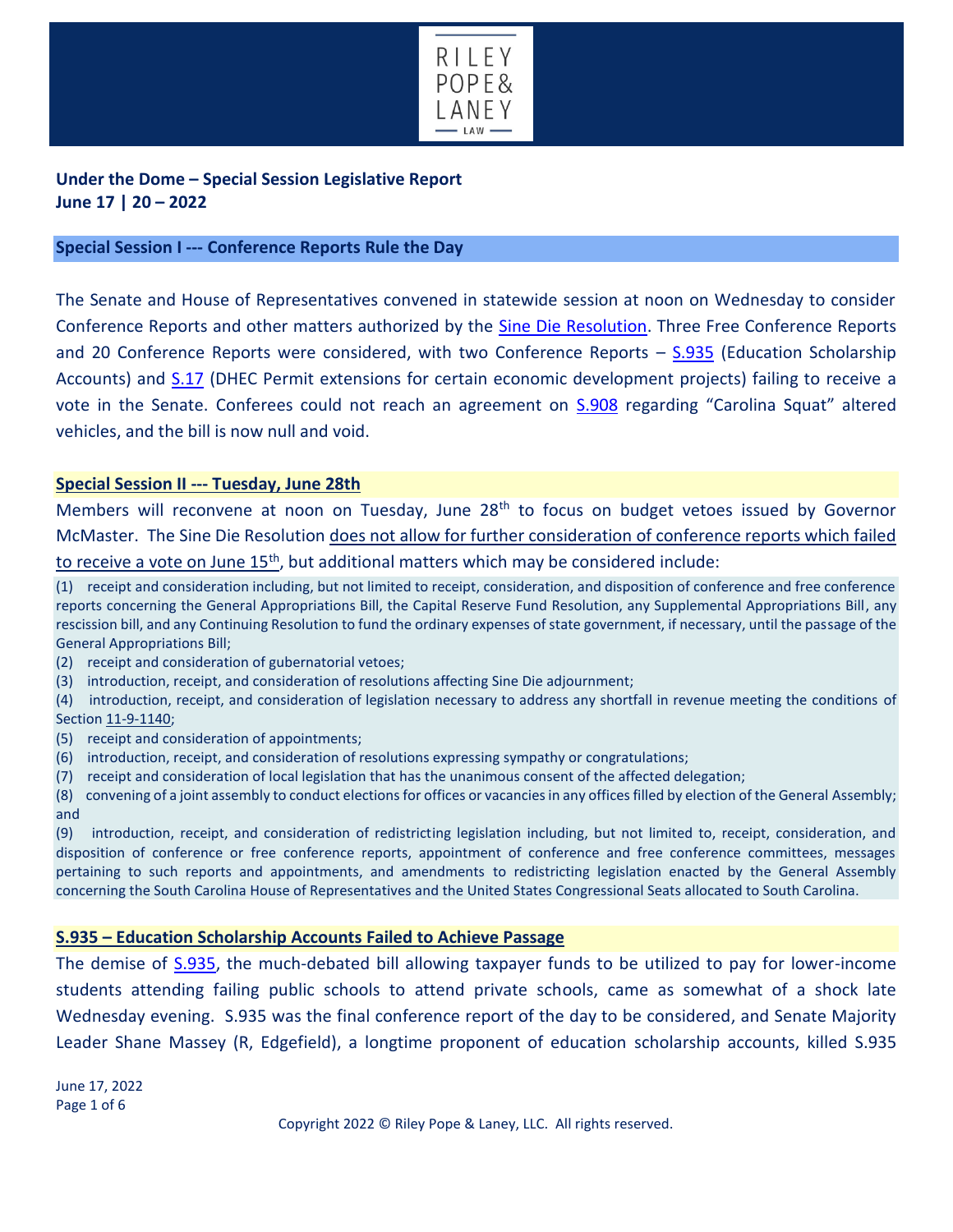RILEY POPE & LANEY LAW

**Under the Dome – Special Session Legislative Report**
**June 17 | 20 – 2022**

## Special Session I --- Conference Reports Rule the Day

The Senate and House of Representatives convened in statewide session at noon on Wednesday to consider Conference Reports and other matters authorized by the Sine Die Resolution. Three Free Conference Reports and 20 Conference Reports were considered, with two Conference Reports – S.935 (Education Scholarship Accounts) and S.17 (DHEC Permit extensions for certain economic development projects) failing to receive a vote in the Senate. Conferees could not reach an agreement on S.908 regarding "Carolina Squat" altered vehicles, and the bill is now null and void.

## Special Session II --- Tuesday, June 28th

Members will reconvene at noon on Tuesday, June 28th to focus on budget vetoes issued by Governor McMaster. The Sine Die Resolution does not allow for further consideration of conference reports which failed to receive a vote on June 15th, but additional matters which may be considered include:

(1) receipt and consideration including, but not limited to receipt, consideration, and disposition of conference and free conference reports concerning the General Appropriations Bill, the Capital Reserve Fund Resolution, any Supplemental Appropriations Bill, any rescission bill, and any Continuing Resolution to fund the ordinary expenses of state government, if necessary, until the passage of the General Appropriations Bill;
(2) receipt and consideration of gubernatorial vetoes;
(3) introduction, receipt, and consideration of resolutions affecting Sine Die adjournment;
(4) introduction, receipt, and consideration of legislation necessary to address any shortfall in revenue meeting the conditions of Section 11-9-1140;
(5) receipt and consideration of appointments;
(6) introduction, receipt, and consideration of resolutions expressing sympathy or congratulations;
(7) receipt and consideration of local legislation that has the unanimous consent of the affected delegation;
(8) convening of a joint assembly to conduct elections for offices or vacancies in any offices filled by election of the General Assembly; and
(9) introduction, receipt, and consideration of redistricting legislation including, but not limited to, receipt, consideration, and disposition of conference or free conference reports, appointment of conference and free conference committees, messages pertaining to such reports and appointments, and amendments to redistricting legislation enacted by the General Assembly concerning the South Carolina House of Representatives and the United States Congressional Seats allocated to South Carolina.

## S.935 – Education Scholarship Accounts Failed to Achieve Passage

The demise of S.935, the much-debated bill allowing taxpayer funds to be utilized to pay for lower-income students attending failing public schools to attend private schools, came as somewhat of a shock late Wednesday evening. S.935 was the final conference report of the day to be considered, and Senate Majority Leader Shane Massey (R, Edgefield), a longtime proponent of education scholarship accounts, killed S.935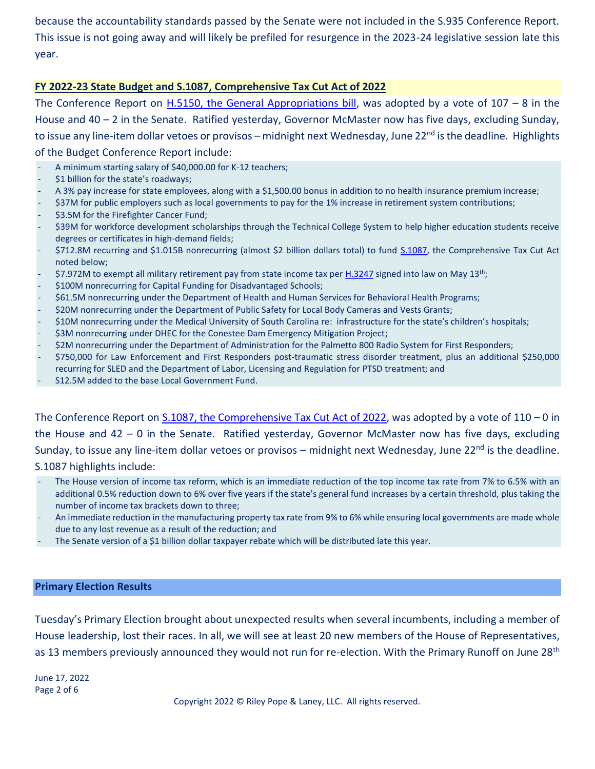because the accountability standards passed by the Senate were not included in the S.935 Conference Report. This issue is not going away and will likely be prefiled for resurgence in the 2023-24 legislative session late this year.

## FY 2022-23 State Budget and S.1087, Comprehensive Tax Cut Act of 2022

The Conference Report on H.5150, the General Appropriations bill, was adopted by a vote of 107 – 8 in the House and 40 – 2 in the Senate. Ratified yesterday, Governor McMaster now has five days, excluding Sunday, to issue any line-item dollar vetoes or provisos – midnight next Wednesday, June 22nd is the deadline. Highlights of the Budget Conference Report include:

- A minimum starting salary of $40,000.00 for K-12 teachers;
- $1 billion for the state's roadways;
- A 3% pay increase for state employees, along with a $1,500.00 bonus in addition to no health insurance premium increase;
- $37M for public employers such as local governments to pay for the 1% increase in retirement system contributions;
- $3.5M for the Firefighter Cancer Fund;
- $39M for workforce development scholarships through the Technical College System to help higher education students receive degrees or certificates in high-demand fields;
- $712.8M recurring and $1.015B nonrecurring (almost $2 billion dollars total) to fund S.1087, the Comprehensive Tax Cut Act noted below;
- $7.972M to exempt all military retirement pay from state income tax per H.3247 signed into law on May 13th;
- $100M nonrecurring for Capital Funding for Disadvantaged Schools;
- $61.5M nonrecurring under the Department of Health and Human Services for Behavioral Health Programs;
- $20M nonrecurring under the Department of Public Safety for Local Body Cameras and Vests Grants;
- $10M nonrecurring under the Medical University of South Carolina re: infrastructure for the state's children's hospitals;
- $3M nonrecurring under DHEC for the Conestee Dam Emergency Mitigation Project;
- $2M nonrecurring under the Department of Administration for the Palmetto 800 Radio System for First Responders;
- $750,000 for Law Enforcement and First Responders post-traumatic stress disorder treatment, plus an additional $250,000 recurring for SLED and the Department of Labor, Licensing and Regulation for PTSD treatment; and
- S12.5M added to the base Local Government Fund.

The Conference Report on S.1087, the Comprehensive Tax Cut Act of 2022, was adopted by a vote of 110 – 0 in the House and 42 – 0 in the Senate. Ratified yesterday, Governor McMaster now has five days, excluding Sunday, to issue any line-item dollar vetoes or provisos – midnight next Wednesday, June 22nd is the deadline. S.1087 highlights include:

- The House version of income tax reform, which is an immediate reduction of the top income tax rate from 7% to 6.5% with an additional 0.5% reduction down to 6% over five years if the state's general fund increases by a certain threshold, plus taking the number of income tax brackets down to three;
- An immediate reduction in the manufacturing property tax rate from 9% to 6% while ensuring local governments are made whole due to any lost revenue as a result of the reduction; and
- The Senate version of a $1 billion dollar taxpayer rebate which will be distributed late this year.

## Primary Election Results

Tuesday's Primary Election brought about unexpected results when several incumbents, including a member of House leadership, lost their races. In all, we will see at least 20 new members of the House of Representatives, as 13 members previously announced they would not run for re-election. With the Primary Runoff on June 28th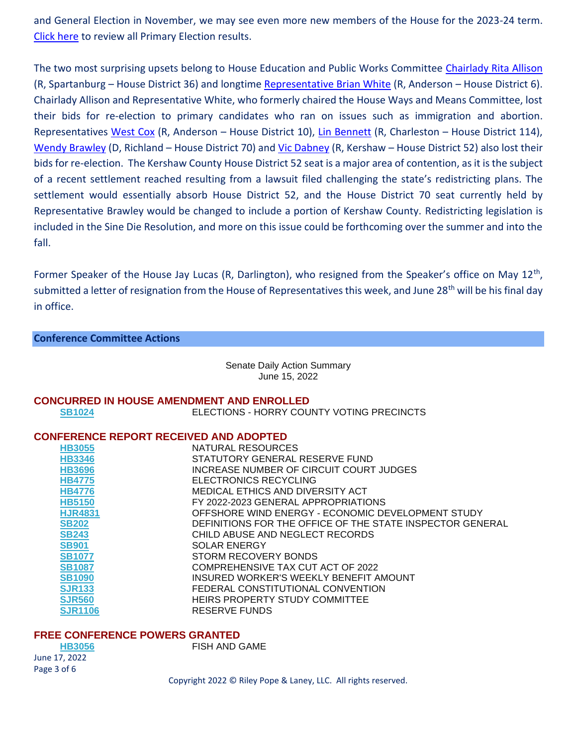and General Election in November, we may see even more new members of the House for the 2023-24 term. [Click here](#) to review all Primary Election results.

The two most surprising upsets belong to House Education and Public Works Committee [Chairlady Rita Allison](#) (R, Spartanburg – House District 36) and longtime [Representative Brian White](#) (R, Anderson – House District 6). Chairlady Allison and Representative White, who formerly chaired the House Ways and Means Committee, lost their bids for re-election to primary candidates who ran on issues such as immigration and abortion. Representatives [West Cox](#) (R, Anderson – House District 10), [Lin Bennett](#) (R, Charleston – House District 114), [Wendy Brawley](#) (D, Richland – House District 70) and [Vic Dabney](#) (R, Kershaw – House District 52) also lost their bids for re-election. The Kershaw County House District 52 seat is a major area of contention, as it is the subject of a recent settlement reached resulting from a lawsuit filed challenging the state's redistricting plans. The settlement would essentially absorb House District 52, and the House District 70 seat currently held by Representative Brawley would be changed to include a portion of Kershaw County. Redistricting legislation is included in the Sine Die Resolution, and more on this issue could be forthcoming over the summer and into the fall.

Former Speaker of the House Jay Lucas (R, Darlington), who resigned from the Speaker's office on May 12th, submitted a letter of resignation from the House of Representatives this week, and June 28th will be his final day in office.

## Conference Committee Actions

Senate Daily Action Summary
June 15, 2022

### CONCURRED IN HOUSE AMENDMENT AND ENROLLED

| | |
|---|---|
| SB1024 | ELECTIONS - HORRY COUNTY VOTING PRECINCTS |

### CONFERENCE REPORT RECEIVED AND ADOPTED

| | |
|---|---|
| HB3055 | NATURAL RESOURCES |
| HB3346 | STATUTORY GENERAL RESERVE FUND |
| HB3696 | INCREASE NUMBER OF CIRCUIT COURT JUDGES |
| HB4775 | ELECTRONICS RECYCLING |
| HB4776 | MEDICAL ETHICS AND DIVERSITY ACT |
| HB5150 | FY 2022-2023 GENERAL APPROPRIATIONS |
| HJR4831 | OFFSHORE WIND ENERGY - ECONOMIC DEVELOPMENT STUDY |
| SB202 | DEFINITIONS FOR THE OFFICE OF THE STATE INSPECTOR GENERAL |
| SB243 | CHILD ABUSE AND NEGLECT RECORDS |
| SB901 | SOLAR ENERGY |
| SB1077 | STORM RECOVERY BONDS |
| SB1087 | COMPREHENSIVE TAX CUT ACT OF 2022 |
| SB1090 | INSURED WORKER'S WEEKLY BENEFIT AMOUNT |
| SJR133 | FEDERAL CONSTITUTIONAL CONVENTION |
| SJR560 | HEIRS PROPERTY STUDY COMMITTEE |
| SJR1106 | RESERVE FUNDS |

### FREE CONFERENCE POWERS GRANTED

| | |
|---|---|
| HB3056 | FISH AND GAME |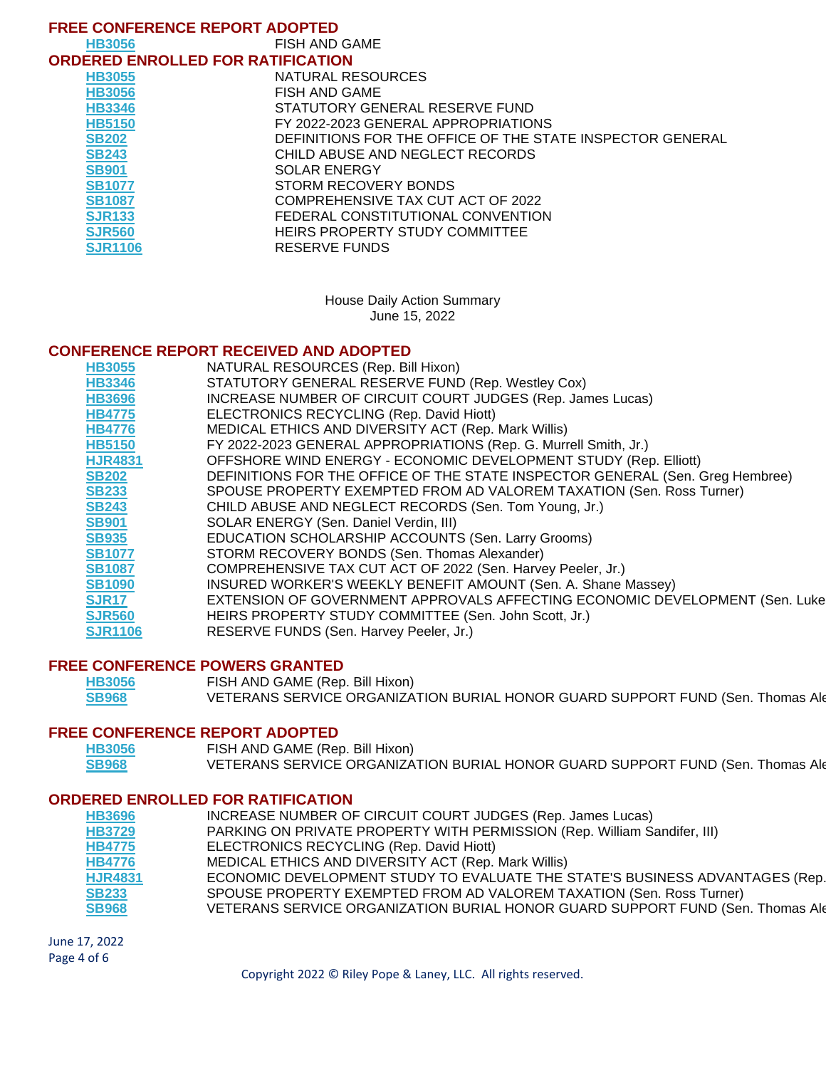## FREE CONFERENCE REPORT ADOPTED

| | |
|---|---|
| HB3056 | FISH AND GAME |

## ORDERED ENROLLED FOR RATIFICATION

| | |
|---|---|
| HB3055 | NATURAL RESOURCES |
| HB3056 | FISH AND GAME |
| HB3346 | STATUTORY GENERAL RESERVE FUND |
| HB5150 | FY 2022-2023 GENERAL APPROPRIATIONS |
| SB202 | DEFINITIONS FOR THE OFFICE OF THE STATE INSPECTOR GENERAL |
| SB243 | CHILD ABUSE AND NEGLECT RECORDS |
| SB901 | SOLAR ENERGY |
| SB1077 | STORM RECOVERY BONDS |
| SB1087 | COMPREHENSIVE TAX CUT ACT OF 2022 |
| SJR133 | FEDERAL CONSTITUTIONAL CONVENTION |
| SJR560 | HEIRS PROPERTY STUDY COMMITTEE |
| SJR1106 | RESERVE FUNDS |

# House Daily Action Summary
June 15, 2022

## CONFERENCE REPORT RECEIVED AND ADOPTED

| | |
|---|---|
| HB3055 | NATURAL RESOURCES (Rep. Bill Hixon) |
| HB3346 | STATUTORY GENERAL RESERVE FUND (Rep. Westley Cox) |
| HB3696 | INCREASE NUMBER OF CIRCUIT COURT JUDGES (Rep. James Lucas) |
| HB4775 | ELECTRONICS RECYCLING (Rep. David Hiott) |
| HB4776 | MEDICAL ETHICS AND DIVERSITY ACT (Rep. Mark Willis) |
| HB5150 | FY 2022-2023 GENERAL APPROPRIATIONS (Rep. G. Murrell Smith, Jr.) |
| HJR4831 | OFFSHORE WIND ENERGY - ECONOMIC DEVELOPMENT STUDY (Rep. Elliott) |
| SB202 | DEFINITIONS FOR THE OFFICE OF THE STATE INSPECTOR GENERAL (Sen. Greg Hembree) |
| SB233 | SPOUSE PROPERTY EXEMPTED FROM AD VALOREM TAXATION (Sen. Ross Turner) |
| SB243 | CHILD ABUSE AND NEGLECT RECORDS (Sen. Tom Young, Jr.) |
| SB901 | SOLAR ENERGY (Sen. Daniel Verdin, III) |
| SB935 | EDUCATION SCHOLARSHIP ACCOUNTS (Sen. Larry Grooms) |
| SB1077 | STORM RECOVERY BONDS (Sen. Thomas Alexander) |
| SB1087 | COMPREHENSIVE TAX CUT ACT OF 2022 (Sen. Harvey Peeler, Jr.) |
| SB1090 | INSURED WORKER'S WEEKLY BENEFIT AMOUNT (Sen. A. Shane Massey) |
| SJR17 | EXTENSION OF GOVERNMENT APPROVALS AFFECTING ECONOMIC DEVELOPMENT (Sen. Luke |
| SJR560 | HEIRS PROPERTY STUDY COMMITTEE (Sen. John Scott, Jr.) |
| SJR1106 | RESERVE FUNDS (Sen. Harvey Peeler, Jr.) |

## FREE CONFERENCE POWERS GRANTED

| | |
|---|---|
| HB3056 | FISH AND GAME (Rep. Bill Hixon) |
| SB968 | VETERANS SERVICE ORGANIZATION BURIAL HONOR GUARD SUPPORT FUND (Sen. Thomas Ale |

## FREE CONFERENCE REPORT ADOPTED

| | |
|---|---|
| HB3056 | FISH AND GAME (Rep. Bill Hixon) |
| SB968 | VETERANS SERVICE ORGANIZATION BURIAL HONOR GUARD SUPPORT FUND (Sen. Thomas Ale |

## ORDERED ENROLLED FOR RATIFICATION

| | |
|---|---|
| HB3696 | INCREASE NUMBER OF CIRCUIT COURT JUDGES (Rep. James Lucas) |
| HB3729 | PARKING ON PRIVATE PROPERTY WITH PERMISSION (Rep. William Sandifer, III) |
| HB4775 | ELECTRONICS RECYCLING (Rep. David Hiott) |
| HB4776 | MEDICAL ETHICS AND DIVERSITY ACT (Rep. Mark Willis) |
| HJR4831 | ECONOMIC DEVELOPMENT STUDY TO EVALUATE THE STATE'S BUSINESS ADVANTAGES (Rep. |
| SB233 | SPOUSE PROPERTY EXEMPTED FROM AD VALOREM TAXATION (Sen. Ross Turner) |
| SB968 | VETERANS SERVICE ORGANIZATION BURIAL HONOR GUARD SUPPORT FUND (Sen. Thomas Ale |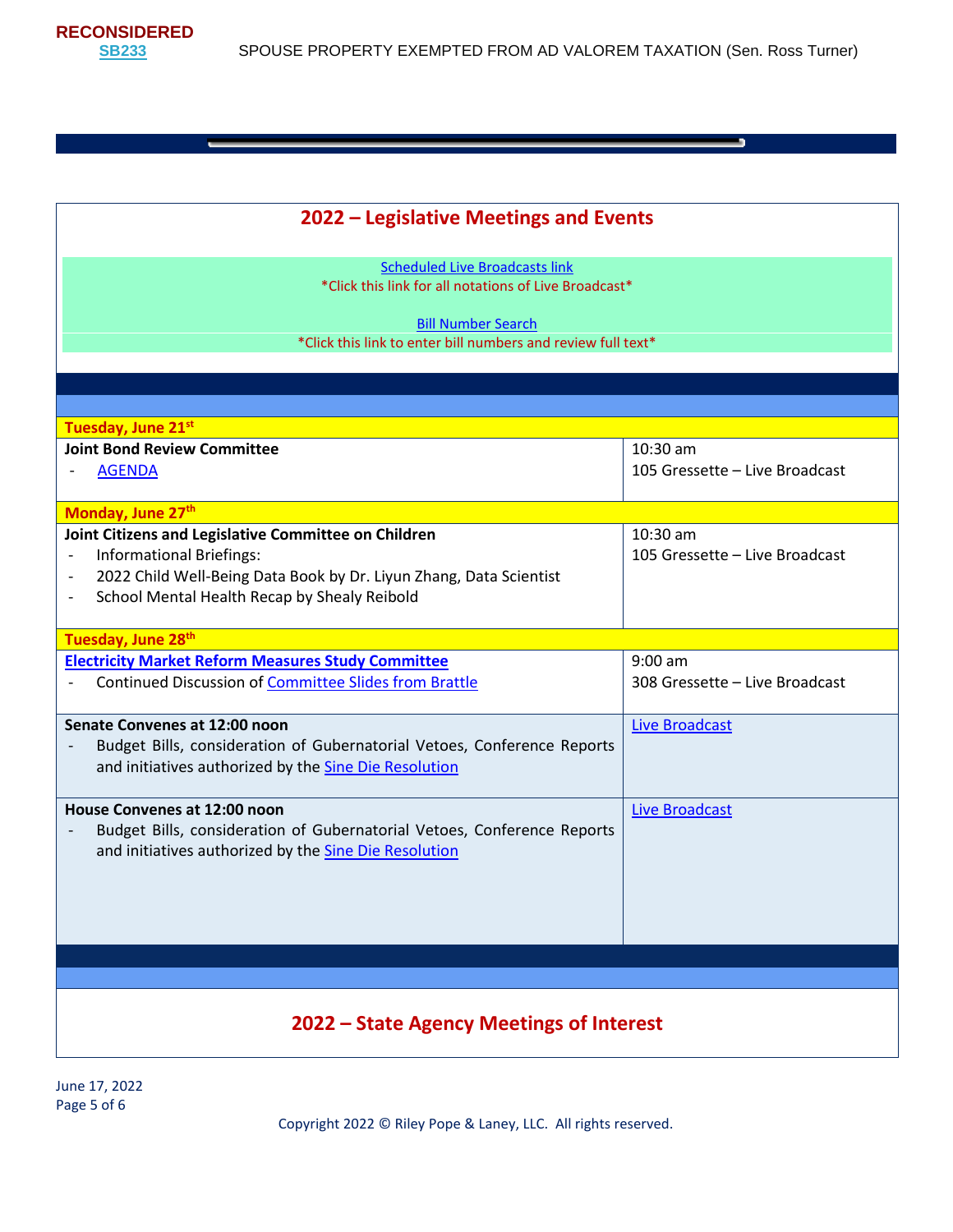**RECONSIDERED**
**SB233** SPOUSE PROPERTY EXEMPTED FROM AD VALOREM TAXATION (Sen. Ross Turner)

## 2022 – Legislative Meetings and Events

Scheduled Live Broadcasts link
*Click this link for all notations of Live Broadcast*

Bill Number Search
*Click this link to enter bill numbers and review full text*

| | |
|---|---|
| **Tuesday, June 21st** | |
| **Joint Bond Review Committee**<br>- AGENDA | 10:30 am<br>105 Gressette – Live Broadcast |
| **Monday, June 27th** | |
| **Joint Citizens and Legislative Committee on Children**<br>- Informational Briefings:<br>- 2022 Child Well-Being Data Book by Dr. Liyun Zhang, Data Scientist<br>- School Mental Health Recap by Shealy Reibold | 10:30 am<br>105 Gressette – Live Broadcast |
| **Tuesday, June 28th** | |
| **Electricity Market Reform Measures Study Committee**<br>- Continued Discussion of Committee Slides from Brattle | 9:00 am<br>308 Gressette – Live Broadcast |
| **Senate Convenes at 12:00 noon**<br>- Budget Bills, consideration of Gubernatorial Vetoes, Conference Reports and initiatives authorized by the Sine Die Resolution | Live Broadcast |
| **House Convenes at 12:00 noon**<br>- Budget Bills, consideration of Gubernatorial Vetoes, Conference Reports and initiatives authorized by the Sine Die Resolution | Live Broadcast |

## 2022 – State Agency Meetings of Interest

June 17, 2022

Copyright 2022 © Riley Pope & Laney, LLC. All rights reserved.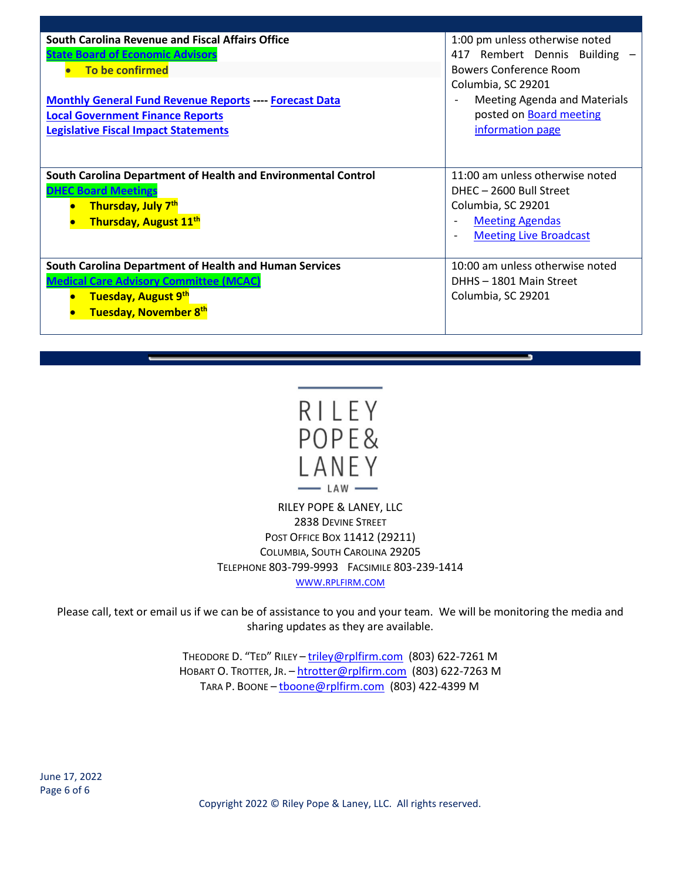| | |
|---|---|
| **South Carolina Revenue and Fiscal Affairs Office**<br>**State Board of Economic Advisors**<br>• **To be confirmed**<br><br>**Monthly General Fund Revenue Reports ---- Forecast Data**<br>**Local Government Finance Reports**<br>**Legislative Fiscal Impact Statements** | 1:00 pm unless otherwise noted<br>417 Rembert Dennis Building – Bowers Conference Room<br>Columbia, SC 29201<br>- Meeting Agenda and Materials posted on Board meeting information page |
| **South Carolina Department of Health and Environmental Control**<br>**DHEC Board Meetings**<br>• **Thursday, July 7th**<br>• **Thursday, August 11th** | 11:00 am unless otherwise noted<br>DHEC – 2600 Bull Street<br>Columbia, SC 29201<br>- Meeting Agendas<br>- Meeting Live Broadcast |
| **South Carolina Department of Health and Human Services**<br>**Medical Care Advisory Committee (MCAC)**<br>• **Tuesday, August 9th**<br>• **Tuesday, November 8th** | 10:00 am unless otherwise noted<br>DHHS – 1801 Main Street<br>Columbia, SC 29201 |

RILEY POPE & LANEY LAW

RILEY POPE & LANEY, LLC
2838 DEVINE STREET
POST OFFICE BOX 11412 (29211)
COLUMBIA, SOUTH CAROLINA 29205
TELEPHONE 803-799-9993 FACSIMILE 803-239-1414
WWW.RPLFIRM.COM

Please call, text or email us if we can be of assistance to you and your team. We will be monitoring the media and sharing updates as they are available.

THEODORE D. "TED" RILEY – triley@rplfirm.com (803) 622-7261 M
HOBART O. TROTTER, JR. – htrotter@rplfirm.com (803) 622-7263 M
TARA P. BOONE – tboone@rplfirm.com (803) 422-4399 M

June 17, 2022

Copyright 2022 © Riley Pope & Laney, LLC. All rights reserved.